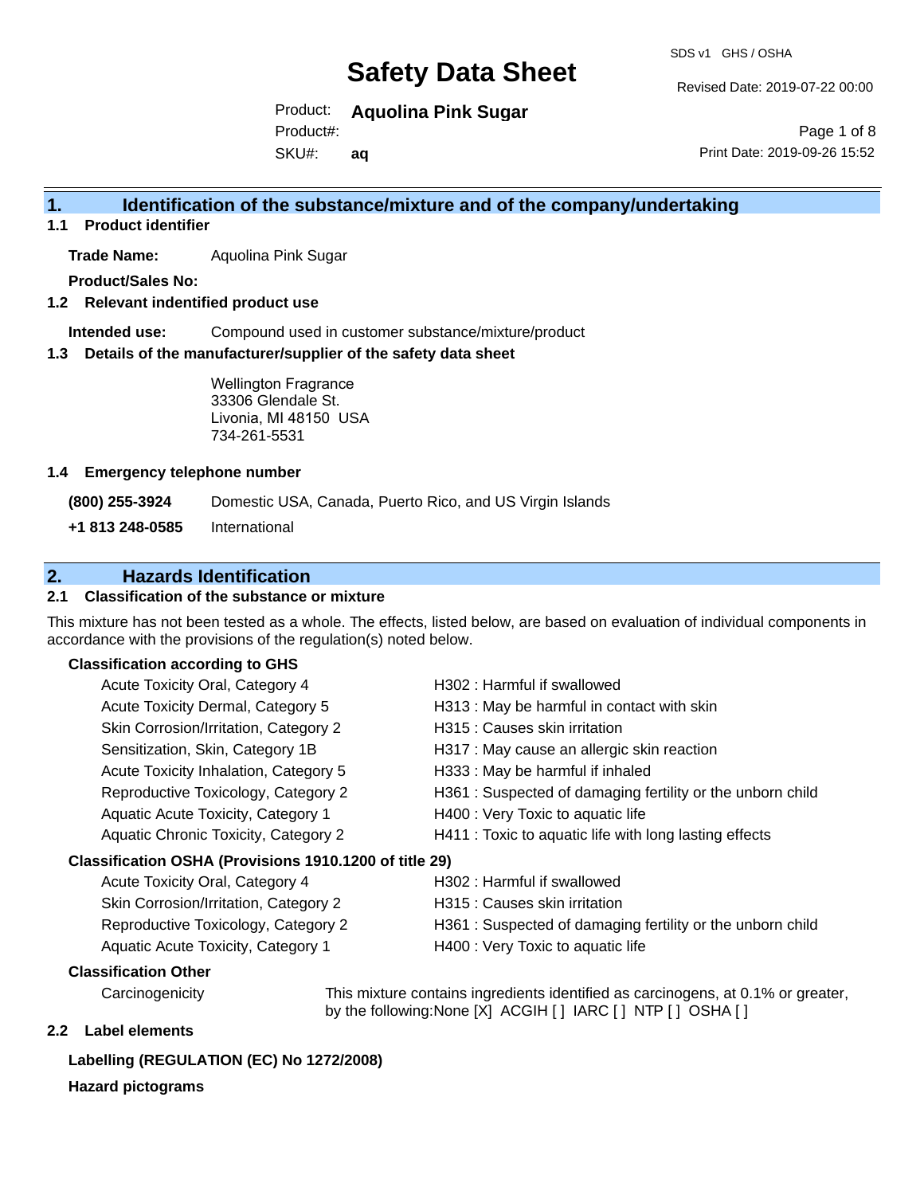# Safety Data Sheet

SDS v1 GHS / OSHA

Revised Date: 2019-07-22 00:00

Product: **Aquolina Pink Sugar**

Product#:

SKU#: **aq**

Print Date: 2019-09-26 15:52

## 1. Identification of the substance/mixture and of the company/undertaking

### 1.1 Product identifier

**Trade Name:** Aquolina Pink Sugar

**Product/Sales No:**

### 1.2 Relevant identified product use

**Intended use:** Compound used in customer substance/mixture/product

### 1.3 Details of the manufacturer/supplier of the safety data sheet

Wellington Fragrance
33306 Glendale St.
Livonia, MI 48150 USA
734-261-5531

### 1.4 Emergency telephone number

| | |
|---|---|
| **(800) 255-3924** | Domestic USA, Canada, Puerto Rico, and US Virgin Islands |
| **+1 813 248-0585** | International |

## 2. Hazards Identification

### 2.1 Classification of the substance or mixture

This mixture has not been tested as a whole. The effects, listed below, are based on evaluation of individual components in accordance with the provisions of the regulation(s) noted below.

**Classification according to GHS**

| | |
|---|---|
| Acute Toxicity Oral, Category 4 | H302 : Harmful if swallowed |
| Acute Toxicity Dermal, Category 5 | H313 : May be harmful in contact with skin |
| Skin Corrosion/Irritation, Category 2 | H315 : Causes skin irritation |
| Sensitization, Skin, Category 1B | H317 : May cause an allergic skin reaction |
| Acute Toxicity Inhalation, Category 5 | H333 : May be harmful if inhaled |
| Reproductive Toxicology, Category 2 | H361 : Suspected of damaging fertility or the unborn child |
| Aquatic Acute Toxicity, Category 1 | H400 : Very Toxic to aquatic life |
| Aquatic Chronic Toxicity, Category 2 | H411 : Toxic to aquatic life with long lasting effects |

**Classification OSHA (Provisions 1910.1200 of title 29)**

| | |
|---|---|
| Acute Toxicity Oral, Category 4 | H302 : Harmful if swallowed |
| Skin Corrosion/Irritation, Category 2 | H315 : Causes skin irritation |
| Reproductive Toxicology, Category 2 | H361 : Suspected of damaging fertility or the unborn child |
| Aquatic Acute Toxicity, Category 1 | H400 : Very Toxic to aquatic life |

**Classification Other**

Carcinogenicity: This mixture contains ingredients identified as carcinogens, at 0.1% or greater, by the following:None [X] ACGIH [ ] IARC [ ] NTP [ ] OSHA [ ]

### 2.2 Label elements

**Labelling (REGULATION (EC) No 1272/2008)**

**Hazard pictograms**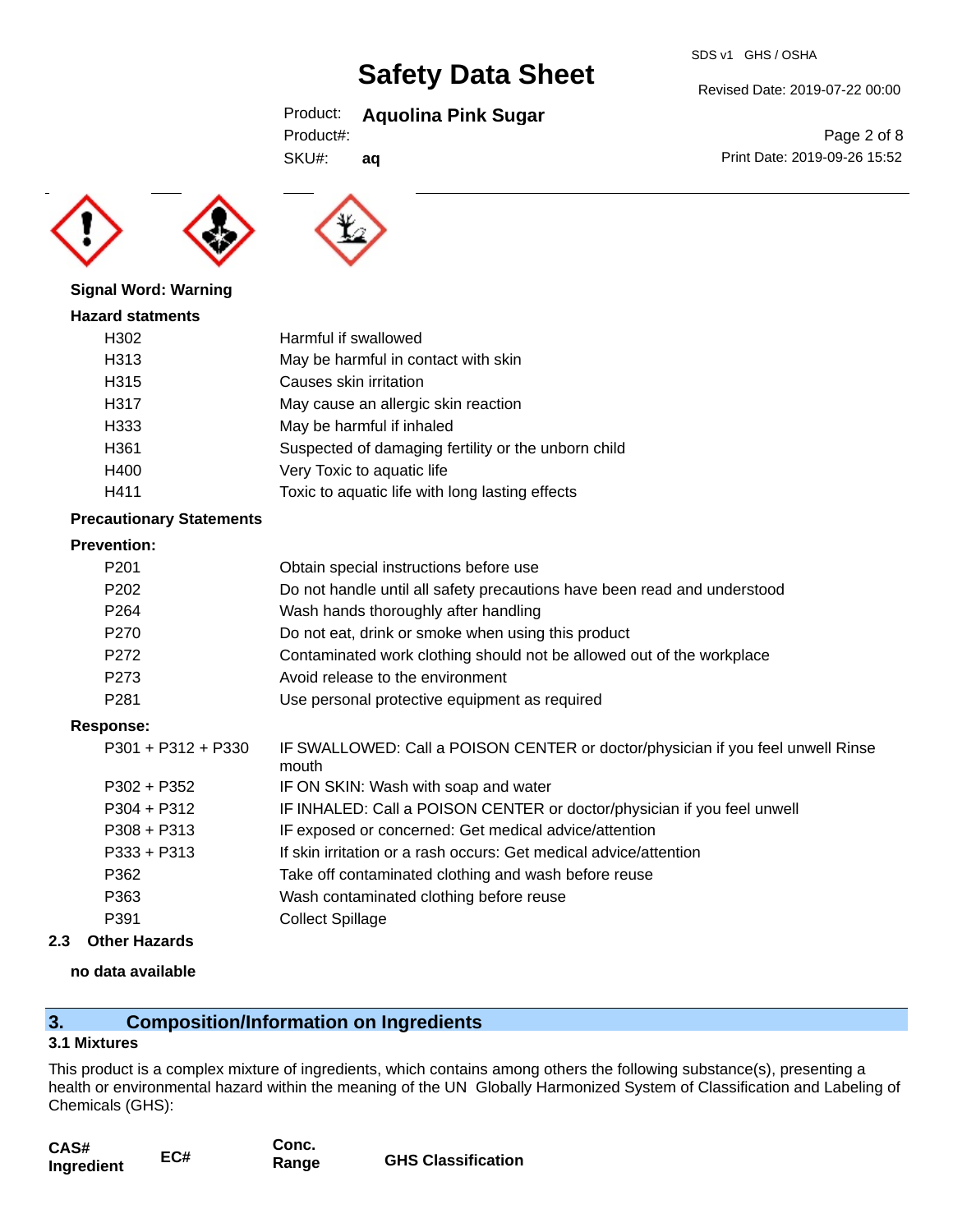**Signal Word: Warning**

**Hazard statments**

| | |
|---|---|
| H302 | Harmful if swallowed |
| H313 | May be harmful in contact with skin |
| H315 | Causes skin irritation |
| H317 | May cause an allergic skin reaction |
| H333 | May be harmful if inhaled |
| H361 | Suspected of damaging fertility or the unborn child |
| H400 | Very Toxic to aquatic life |
| H411 | Toxic to aquatic life with long lasting effects |

**Precautionary Statements**

**Prevention:**

| | |
|---|---|
| P201 | Obtain special instructions before use |
| P202 | Do not handle until all safety precautions have been read and understood |
| P264 | Wash hands thoroughly after handling |
| P270 | Do not eat, drink or smoke when using this product |
| P272 | Contaminated work clothing should not be allowed out of the workplace |
| P273 | Avoid release to the environment |
| P281 | Use personal protective equipment as required |

**Response:**

| | |
|---|---|
| P301 + P312 + P330 | IF SWALLOWED: Call a POISON CENTER or doctor/physician if you feel unwell Rinse mouth |
| P302 + P352 | IF ON SKIN: Wash with soap and water |
| P304 + P312 | IF INHALED: Call a POISON CENTER or doctor/physician if you feel unwell |
| P308 + P313 | IF exposed or concerned: Get medical advice/attention |
| P333 + P313 | If skin irritation or a rash occurs: Get medical advice/attention |
| P362 | Take off contaminated clothing and wash before reuse |
| P363 | Wash contaminated clothing before reuse |
| P391 | Collect Spillage |

### 2.3 Other Hazards

**no data available**

## 3. Composition/Information on Ingredients

### 3.1 Mixtures

This product is a complex mixture of ingredients, which contains among others the following substance(s), presenting a health or environmental hazard within the meaning of the UN Globally Harmonized System of Classification and Labeling of Chemicals (GHS):

| CAS# Ingredient | EC# | Conc. Range | GHS Classification |
|---|---|---|---|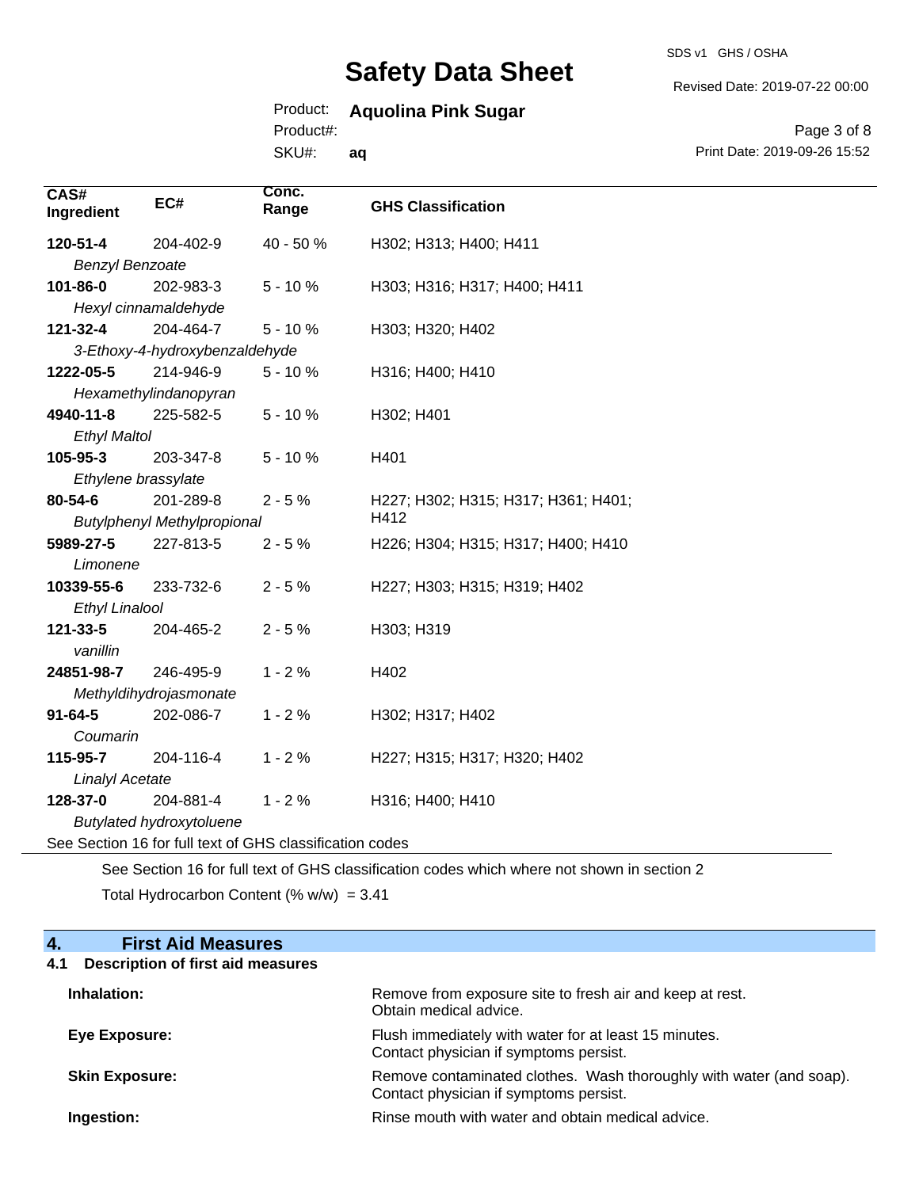| CAS# Ingredient | EC# | Conc. Range | GHS Classification |
|---|---|---|---|
| **120-51-4** *Benzyl Benzoate* | 204-402-9 | 40 - 50 % | H302; H313; H400; H411 |
| **101-86-0** *Hexyl cinnamaldehyde* | 202-983-3 | 5 - 10 % | H303; H316; H317; H400; H411 |
| **121-32-4** *3-Ethoxy-4-hydroxybenzaldehyde* | 204-464-7 | 5 - 10 % | H303; H320; H402 |
| **1222-05-5** *Hexamethylindanopyran* | 214-946-9 | 5 - 10 % | H316; H400; H410 |
| **4940-11-8** *Ethyl Maltol* | 225-582-5 | 5 - 10 % | H302; H401 |
| **105-95-3** *Ethylene brassylate* | 203-347-8 | 5 - 10 % | H401 |
| **80-54-6** *Butylphenyl Methylpropional* | 201-289-8 | 2 - 5 % | H227; H302; H315; H317; H361; H401; H412 |
| **5989-27-5** *Limonene* | 227-813-5 | 2 - 5 % | H226; H304; H315; H317; H400; H410 |
| **10339-55-6** *Ethyl Linalool* | 233-732-6 | 2 - 5 % | H227; H303; H315; H319; H402 |
| **121-33-5** *vanillin* | 204-465-2 | 2 - 5 % | H303; H319 |
| **24851-98-7** *Methyldihydrojasmonate* | 246-495-9 | 1 - 2 % | H402 |
| **91-64-5** *Coumarin* | 202-086-7 | 1 - 2 % | H302; H317; H402 |
| **115-95-7** *Linalyl Acetate* | 204-116-4 | 1 - 2 % | H227; H315; H317; H320; H402 |
| **128-37-0** *Butylated hydroxytoluene* | 204-881-4 | 1 - 2 % | H316; H400; H410 |

See Section 16 for full text of GHS classification codes

See Section 16 for full text of GHS classification codes which where not shown in section 2

Total Hydrocarbon Content (% w/w) = 3.41

## 4. First Aid Measures

### 4.1 Description of first aid measures

**Inhalation:** Remove from exposure site to fresh air and keep at rest. Obtain medical advice.

**Eye Exposure:** Flush immediately with water for at least 15 minutes. Contact physician if symptoms persist.

**Skin Exposure:** Remove contaminated clothes. Wash thoroughly with water (and soap). Contact physician if symptoms persist.

**Ingestion:** Rinse mouth with water and obtain medical advice.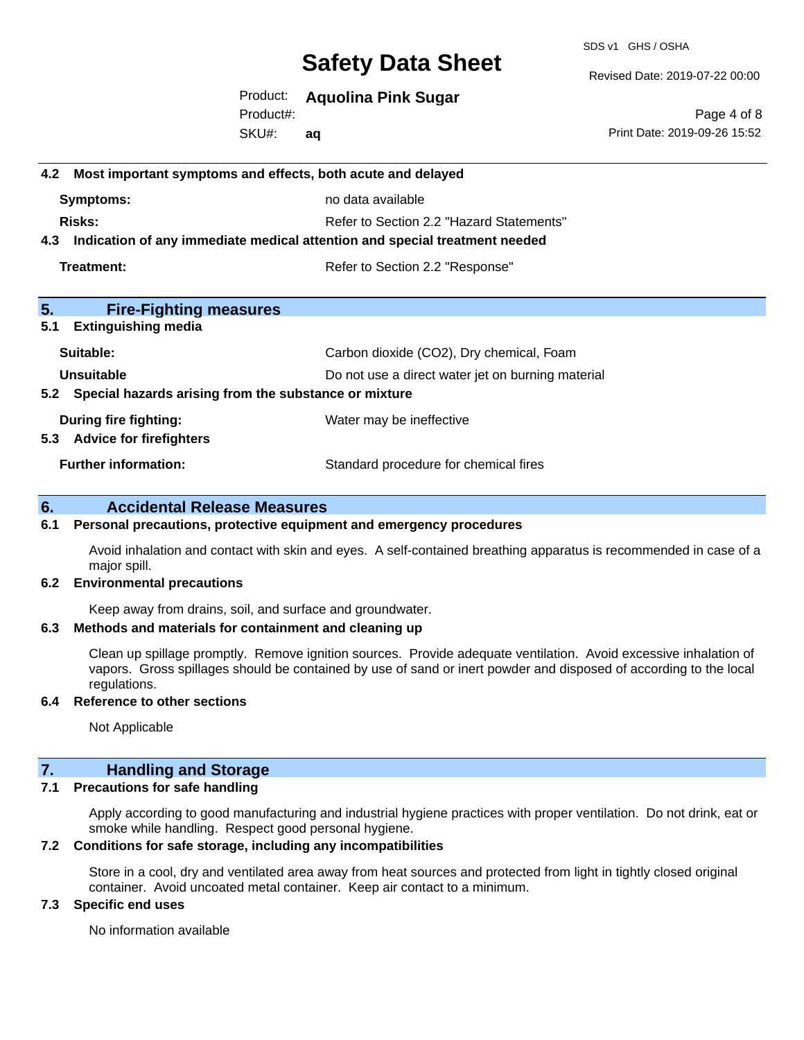### 4.2 Most important symptoms and effects, both acute and delayed

**Symptoms:** no data available

**Risks:** Refer to Section 2.2 "Hazard Statements"

### 4.3 Indication of any immediate medical attention and special treatment needed

**Treatment:** Refer to Section 2.2 "Response"

## 5. Fire-Fighting measures

### 5.1 Extinguishing media

**Suitable:** Carbon dioxide ($CO_2$), Dry chemical, Foam

**Unsuitable** Do not use a direct water jet on burning material

### 5.2 Special hazards arising from the substance or mixture

**During fire fighting:** Water may be ineffective

### 5.3 Advice for firefighters

**Further information:** Standard procedure for chemical fires

## 6. Accidental Release Measures

### 6.1 Personal precautions, protective equipment and emergency procedures

Avoid inhalation and contact with skin and eyes. A self-contained breathing apparatus is recommended in case of a major spill.

### 6.2 Environmental precautions

Keep away from drains, soil, and surface and groundwater.

### 6.3 Methods and materials for containment and cleaning up

Clean up spillage promptly. Remove ignition sources. Provide adequate ventilation. Avoid excessive inhalation of vapors. Gross spillages should be contained by use of sand or inert powder and disposed of according to the local regulations.

### 6.4 Reference to other sections

Not Applicable

## 7. Handling and Storage

### 7.1 Precautions for safe handling

Apply according to good manufacturing and industrial hygiene practices with proper ventilation. Do not drink, eat or smoke while handling. Respect good personal hygiene.

### 7.2 Conditions for safe storage, including any incompatibilities

Store in a cool, dry and ventilated area away from heat sources and protected from light in tightly closed original container. Avoid uncoated metal container. Keep air contact to a minimum.

### 7.3 Specific end uses

No information available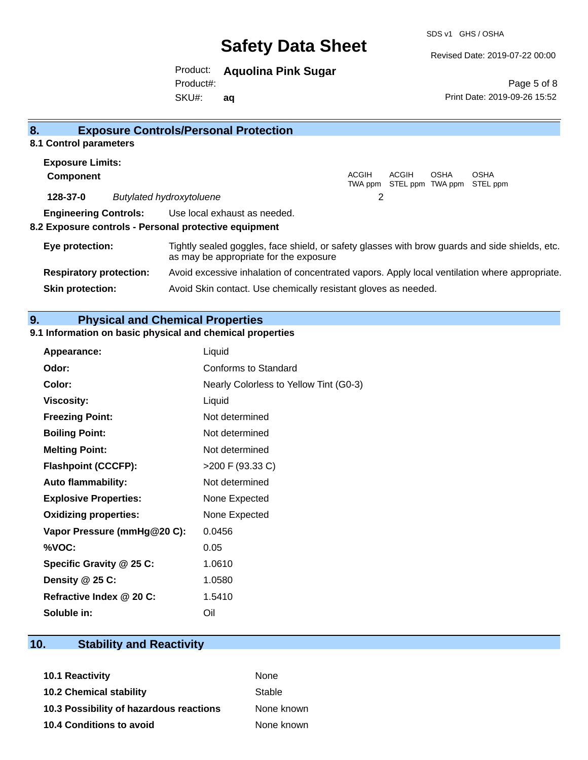## 8. Exposure Controls/Personal Protection

### 8.1 Control parameters

**Exposure Limits:**

| **Component** | | ACGIH TWA ppm | ACGIH STEL ppm | OSHA TWA ppm | OSHA STEL ppm |
|---|---|---|---|---|---|
| **128-37-0** | *Butylated hydroxytoluene* | 2 | | | |

**Engineering Controls:** Use local exhaust as needed.

### 8.2 Exposure controls - Personal protective equipment

**Eye protection:** Tightly sealed goggles, face shield, or safety glasses with brow guards and side shields, etc. as may be appropriate for the exposure

**Respiratory protection:** Avoid excessive inhalation of concentrated vapors. Apply local ventilation where appropriate.

**Skin protection:** Avoid Skin contact. Use chemically resistant gloves as needed.

## 9. Physical and Chemical Properties

### 9.1 Information on basic physical and chemical properties

| | |
|---|---|
| **Appearance:** | Liquid |
| **Odor:** | Conforms to Standard |
| **Color:** | Nearly Colorless to Yellow Tint (G0-3) |
| **Viscosity:** | Liquid |
| **Freezing Point:** | Not determined |
| **Boiling Point:** | Not determined |
| **Melting Point:** | Not determined |
| **Flashpoint (CCCFP):** | >200 F (93.33 C) |
| **Auto flammability:** | Not determined |
| **Explosive Properties:** | None Expected |
| **Oxidizing properties:** | None Expected |
| **Vapor Pressure (mmHg@20 C):** | 0.0456 |
| **%VOC:** | 0.05 |
| **Specific Gravity @ 25 C:** | 1.0610 |
| **Density @ 25 C:** | 1.0580 |
| **Refractive Index @ 20 C:** | 1.5410 |
| **Soluble in:** | Oil |

## 10. Stability and Reactivity

| | |
|---|---|
| **10.1 Reactivity** | None |
| **10.2 Chemical stability** | Stable |
| **10.3 Possibility of hazardous reactions** | None known |
| **10.4 Conditions to avoid** | None known |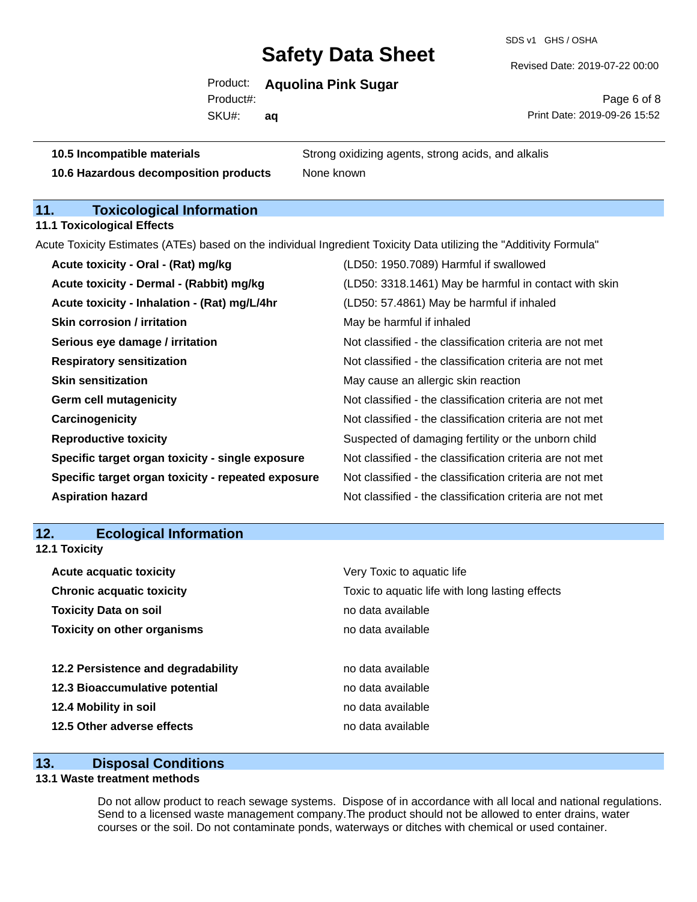| | |
|---|---|
| **10.5 Incompatible materials** | Strong oxidizing agents, strong acids, and alkalis |
| **10.6 Hazardous decomposition products** | None known |

## 11. Toxicological Information

### 11.1 Toxicological Effects

Acute Toxicity Estimates (ATEs) based on the individual Ingredient Toxicity Data utilizing the "Additivity Formula"

| | |
|---|---|
| **Acute toxicity - Oral - (Rat) mg/kg** | (LD50: 1950.7089) Harmful if swallowed |
| **Acute toxicity - Dermal - (Rabbit) mg/kg** | (LD50: 3318.1461) May be harmful in contact with skin |
| **Acute toxicity - Inhalation - (Rat) mg/L/4hr** | (LD50: 57.4861) May be harmful if inhaled |
| **Skin corrosion / irritation** | May be harmful if inhaled |
| **Serious eye damage / irritation** | Not classified - the classification criteria are not met |
| **Respiratory sensitization** | Not classified - the classification criteria are not met |
| **Skin sensitization** | May cause an allergic skin reaction |
| **Germ cell mutagenicity** | Not classified - the classification criteria are not met |
| **Carcinogenicity** | Not classified - the classification criteria are not met |
| **Reproductive toxicity** | Suspected of damaging fertility or the unborn child |
| **Specific target organ toxicity - single exposure** | Not classified - the classification criteria are not met |
| **Specific target organ toxicity - repeated exposure** | Not classified - the classification criteria are not met |
| **Aspiration hazard** | Not classified - the classification criteria are not met |

## 12. Ecological Information

### 12.1 Toxicity

| | |
|---|---|
| **Acute acquatic toxicity** | Very Toxic to aquatic life |
| **Chronic acquatic toxicity** | Toxic to aquatic life with long lasting effects |
| **Toxicity Data on soil** | no data available |
| **Toxicity on other organisms** | no data available |

| | |
|---|---|
| **12.2 Persistence and degradability** | no data available |
| **12.3 Bioaccumulative potential** | no data available |
| **12.4 Mobility in soil** | no data available |
| **12.5 Other adverse effects** | no data available |

## 13. Disposal Conditions

### 13.1 Waste treatment methods

Do not allow product to reach sewage systems. Dispose of in accordance with all local and national regulations. Send to a licensed waste management company.The product should not be allowed to enter drains, water courses or the soil. Do not contaminate ponds, waterways or ditches with chemical or used container.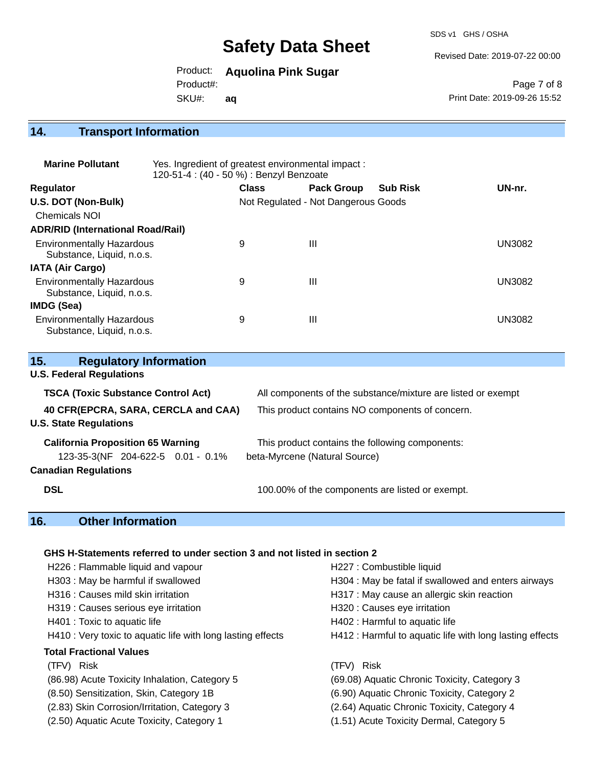## 14. Transport Information

**Marine Pollutant** Yes. Ingredient of greatest environmental impact : 120-51-4 : (40 - 50 %) : Benzyl Benzoate

| Regulator | Class | Pack Group | Sub Risk | UN-nr. |
|---|---|---|---|---|
| **U.S. DOT (Non-Bulk)** | Not Regulated - Not Dangerous Goods | | | |
| Chemicals NOI | | | | |
| **ADR/RID (International Road/Rail)** | | | | |
| Environmentally Hazardous Substance, Liquid, n.o.s. | 9 | III | | UN3082 |
| **IATA (Air Cargo)** | | | | |
| Environmentally Hazardous Substance, Liquid, n.o.s. | 9 | III | | UN3082 |
| **IMDG (Sea)** | | | | |
| Environmentally Hazardous Substance, Liquid, n.o.s. | 9 | III | | UN3082 |

## 15. Regulatory Information

**U.S. Federal Regulations**

| | |
|---|---|
| **TSCA (Toxic Substance Control Act)** | All components of the substance/mixture are listed or exempt |
| **40 CFR(EPCRA, SARA, CERCLA and CAA)** | This product contains NO components of concern. |

**U.S. State Regulations**

| | |
|---|---|
| **California Proposition 65 Warning** | This product contains the following components: |
| 123-35-3(NF 204-622-5 0.01 - 0.1% | beta-Myrcene (Natural Source) |

**Canadian Regulations**

| | |
|---|---|
| **DSL** | 100.00% of the components are listed or exempt. |

## 16. Other Information

**GHS H-Statements referred to under section 3 and not listed in section 2**

| | |
|---|---|
| H226 : Flammable liquid and vapour | H227 : Combustible liquid |
| H303 : May be harmful if swallowed | H304 : May be fatal if swallowed and enters airways |
| H316 : Causes mild skin irritation | H317 : May cause an allergic skin reaction |
| H319 : Causes serious eye irritation | H320 : Causes eye irritation |
| H401 : Toxic to aquatic life | H402 : Harmful to aquatic life |
| H410 : Very toxic to aquatic life with long lasting effects | H412 : Harmful to aquatic life with long lasting effects |

**Total Fractional Values**

| (TFV) Risk | (TFV) Risk |
|---|---|
| (86.98) Acute Toxicity Inhalation, Category 5 | (69.08) Aquatic Chronic Toxicity, Category 3 |
| (8.50) Sensitization, Skin, Category 1B | (6.90) Aquatic Chronic Toxicity, Category 2 |
| (2.83) Skin Corrosion/Irritation, Category 3 | (2.64) Aquatic Chronic Toxicity, Category 4 |
| (2.50) Aquatic Acute Toxicity, Category 1 | (1.51) Acute Toxicity Dermal, Category 5 |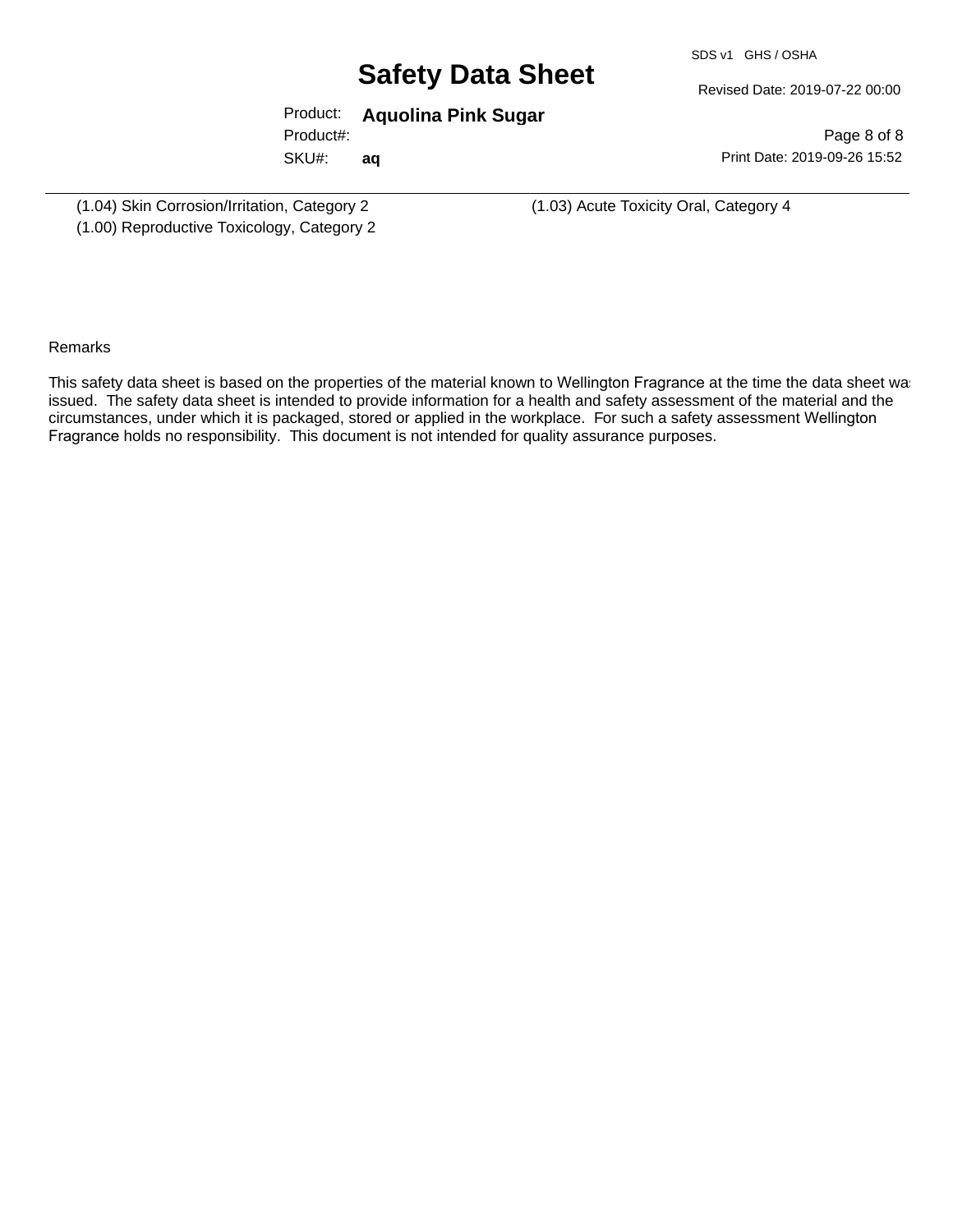(1.04) Skin Corrosion/Irritation, Category 2

(1.03) Acute Toxicity Oral, Category 4

(1.00) Reproductive Toxicology, Category 2

Remarks

This safety data sheet is based on the properties of the material known to Wellington Fragrance at the time the data sheet was issued. The safety data sheet is intended to provide information for a health and safety assessment of the material and the circumstances, under which it is packaged, stored or applied in the workplace. For such a safety assessment Wellington Fragrance holds no responsibility. This document is not intended for quality assurance purposes.